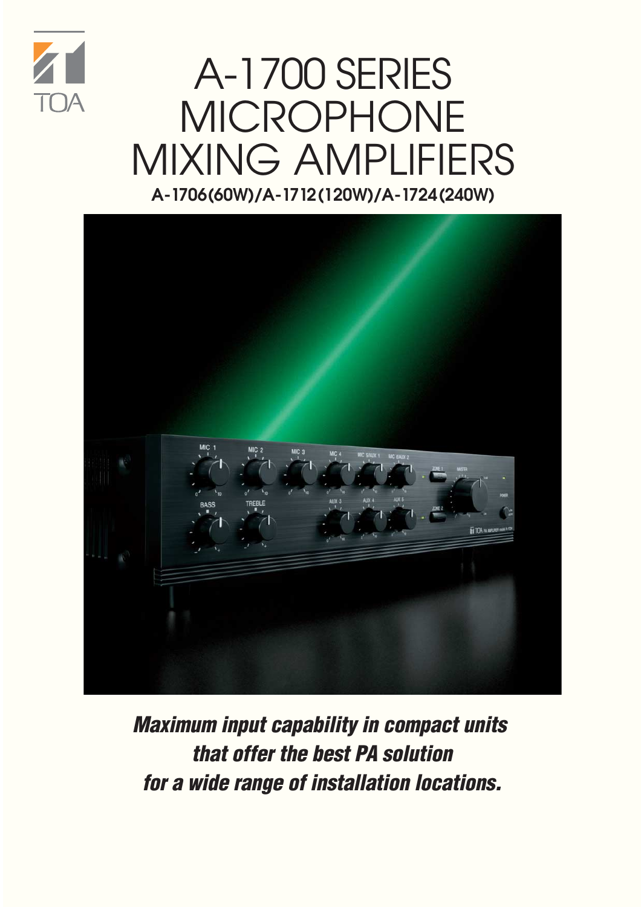TOA

# A-1700 SERIES MICROPHONE MIXING AMPLIFIERS

**A-1706(60W)/A-1712(120W)/A-1724(240W)**

***Maximum input capability in compact units that offer the best PA solution for a wide range of installation locations.***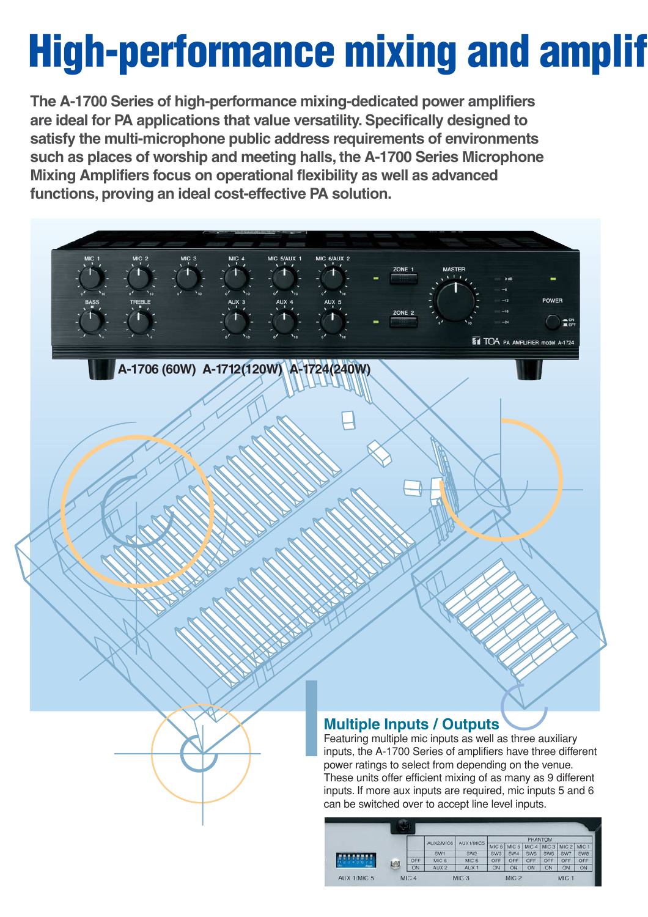# High-performance mixing and amplif

**The A-1700 Series of high-performance mixing-dedicated power amplifiers are ideal for PA applications that value versatility. Specifically designed to satisfy the multi-microphone public address requirements of environments such as places of worship and meeting halls, the A-1700 Series Microphone Mixing Amplifiers focus on operational flexibility as well as advanced functions, proving an ideal cost-effective PA solution.**

**A-1706 (60W) A-1712(120W) A-1724(240W)**

## Multiple Inputs / Outputs

Featuring multiple mic inputs as well as three auxiliary inputs, the A-1700 Series of amplifiers have three different power ratings to select from depending on the venue. These units offer efficient mixing of as many as 9 different inputs. If more aux inputs are required, mic inputs 5 and 6 can be switched over to accept line level inputs.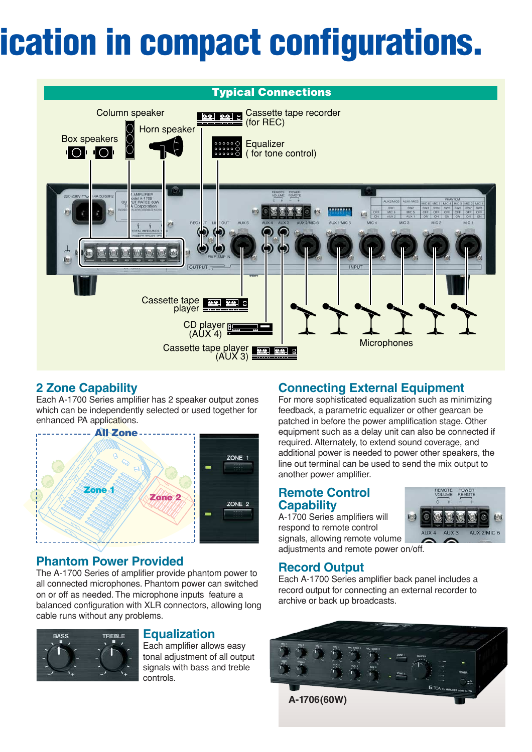# ication in compact configurations.

## Typical Connections

Column speaker

Box speakers

Horn speaker

Cassette tape recorder (for REC)

Equalizer ( for tone control)

Cassette tape player

CD player (AUX 4)

Cassette tape player (AUX 3)

Microphones

## 2 Zone Capability

Each A-1700 Series amplifier has 2 speaker output zones which can be independently selected or used together for enhanced PA applications.

All Zone

Zone 1

Zone 2

## Phantom Power Provided

The A-1700 Series of amplifier provide phantom power to all connected microphones. Phantom power can switched on or off as needed. The microphone inputs feature a balanced configuration with XLR connectors, allowing long cable runs without any problems.

## Equalization

Each amplifier allows easy tonal adjustment of all output signals with bass and treble controls.

## Connecting External Equipment

For more sophisticated equalization such as minimizing feedback, a parametric equalizer or other gearcan be patched in before the power amplification stage. Other equipment such as a delay unit can also be connected if required. Alternately, to extend sound coverage, and additional power is needed to power other speakers, the line out terminal can be used to send the mix output to another power amplifier.

## Remote Control Capability

A-1700 Series amplifiers will respond to remote control signals, allowing remote volume adjustments and remote power on/off.

## Record Output

Each A-1700 Series amplifier back panel includes a record output for connecting an external recorder to archive or back up broadcasts.

**A-1706(60W)**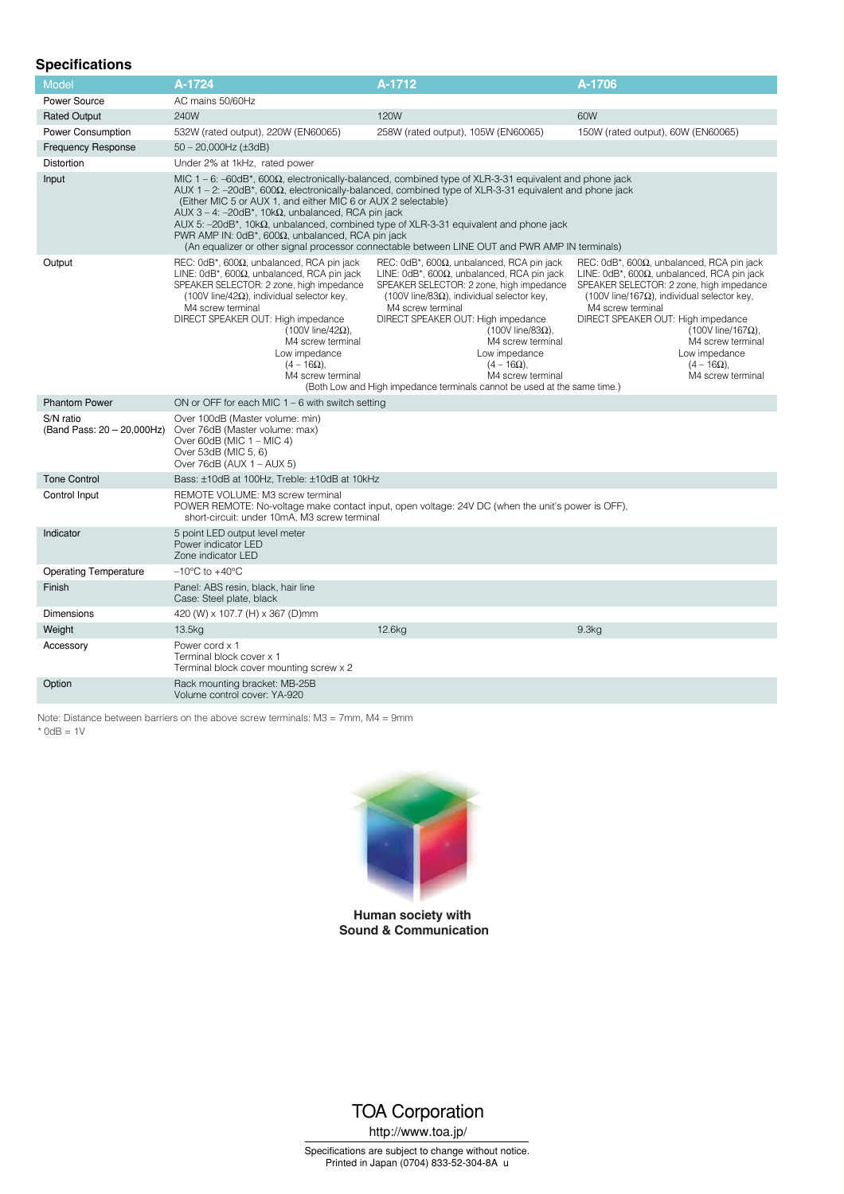## Specifications

| Model | A-1724 | A-1712 | A-1706 |
|---|---|---|---|
| Power Source | AC mains 50/60Hz | | |
| Rated Output | 240W | 120W | 60W |
| Power Consumption | 532W (rated output), 220W (EN60065) | 258W (rated output), 105W (EN60065) | 150W (rated output), 60W (EN60065) |
| Frequency Response | 50 – 20,000Hz (±3dB) | | |
| Distortion | Under 2% at 1kHz, rated power | | |
| Input | MIC 1 – 6: –60dB*, 600Ω, electronically-balanced, combined type of XLR-3-31 equivalent and phone jack<br>AUX 1 – 2: –20dB*, 600Ω, electronically-balanced, combined type of XLR-3-31 equivalent and phone jack<br>(Either MIC 5 or AUX 1, and either MIC 6 or AUX 2 selectable)<br>AUX 3 – 4: –20dB*, 10kΩ, unbalanced, RCA pin jack<br>AUX 5: –20dB*, 10kΩ, unbalanced, combined type of XLR-3-31 equivalent and phone jack<br>PWR AMP IN: 0dB*, 600Ω, unbalanced, RCA pin jack<br>(An equalizer or other signal processor connectable between LINE OUT and PWR AMP IN terminals) | | |
| Output | REC: 0dB*, 600Ω, unbalanced, RCA pin jack<br>LINE: 0dB*, 600Ω, unbalanced, RCA pin jack<br>SPEAKER SELECTOR: 2 zone, high impedance (100V line/42Ω), individual selector key, M4 screw terminal<br>DIRECT SPEAKER OUT: High impedance (100V line/42Ω), M4 screw terminal<br>Low impedance (4 – 16Ω), M4 screw terminal | REC: 0dB*, 600Ω, unbalanced, RCA pin jack<br>LINE: 0dB*, 600Ω, unbalanced, RCA pin jack<br>SPEAKER SELECTOR: 2 zone, high impedance (100V line/83Ω), individual selector key, M4 screw terminal<br>DIRECT SPEAKER OUT: High impedance (100V line/83Ω), M4 screw terminal<br>Low impedance (4 – 16Ω), M4 screw terminal | REC: 0dB*, 600Ω, unbalanced, RCA pin jack<br>LINE: 0dB*, 600Ω, unbalanced, RCA pin jack<br>SPEAKER SELECTOR: 2 zone, high impedance (100V line/167Ω), individual selector key, M4 screw terminal<br>DIRECT SPEAKER OUT: High impedance (100V line/167Ω), M4 screw terminal<br>Low impedance (4 – 16Ω), M4 screw terminal |
| | (Both Low and High impedance terminals cannot be used at the same time.) | | |
| Phantom Power | ON or OFF for each MIC 1 – 6 with switch setting | | |
| S/N ratio (Band Pass: 20 – 20,000Hz) | Over 100dB (Master volume: min)<br>Over 76dB (Master volume: max)<br>Over 60dB (MIC 1 – MIC 4)<br>Over 53dB (MIC 5, 6)<br>Over 76dB (AUX 1 – AUX 5) | | |
| Tone Control | Bass: ±10dB at 100Hz, Treble: ±10dB at 10kHz | | |
| Control Input | REMOTE VOLUME: M3 screw terminal<br>POWER REMOTE: No-voltage make contact input, open voltage: 24V DC (when the unit's power is OFF), short-circuit: under 10mA, M3 screw terminal | | |
| Indicator | 5 point LED output level meter<br>Power indicator LED<br>Zone indicator LED | | |
| Operating Temperature | –10°C to +40°C | | |
| Finish | Panel: ABS resin, black, hair line<br>Case: Steel plate, black | | |
| Dimensions | 420 (W) x 107.7 (H) x 367 (D)mm | | |
| Weight | 13.5kg | 12.6kg | 9.3kg |
| Accessory | Power cord x 1<br>Terminal block cover x 1<br>Terminal block cover mounting screw x 2 | | |
| Option | Rack mounting bracket: MB-25B<br>Volume control cover: YA-920 | | |

Note: Distance between barriers on the above screw terminals: M3 = 7mm, M4 = 9mm
* 0dB = 1V

**Human society with Sound & Communication**

TOA Corporation
http://www.toa.jp/

Specifications are subject to change without notice.
Printed in Japan (0704) 833-52-304-8A u